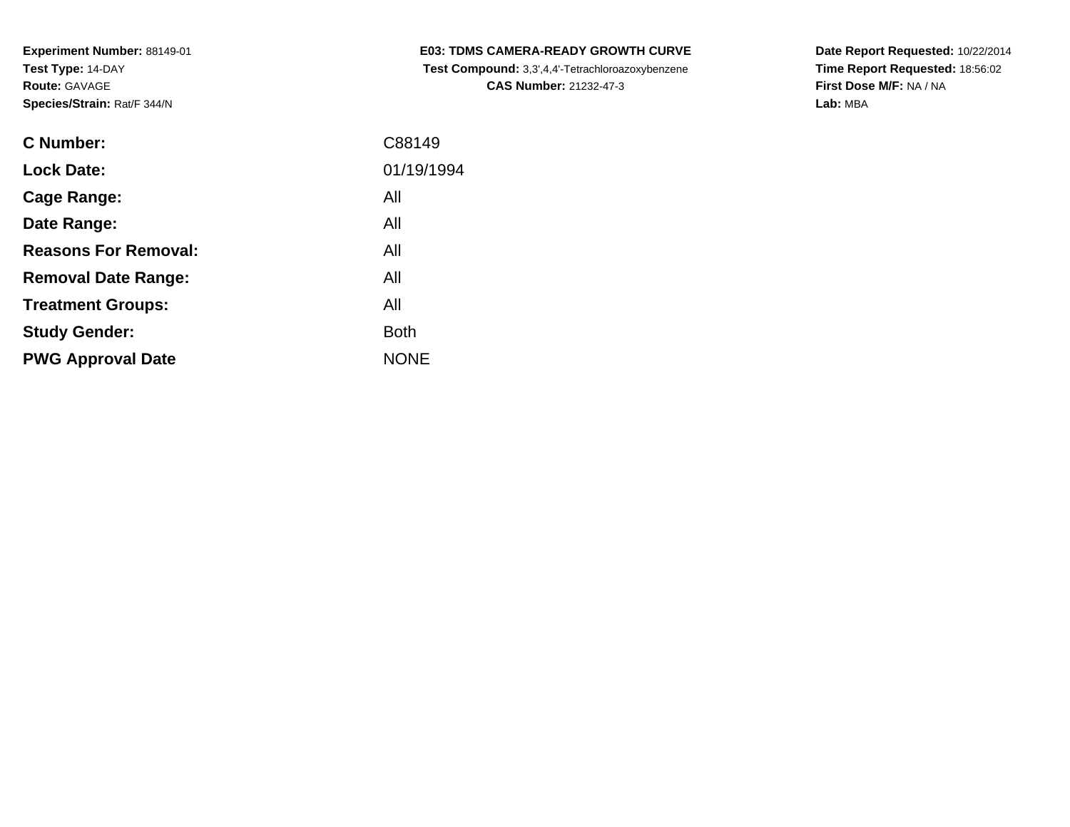**Experiment Number:** 88149-01
**Test Type:** 14-DAY
**Route:** GAVAGE
**Species/Strain:** Rat/F 344/N

**E03: TDMS CAMERA-READY GROWTH CURVE**
**Test Compound:** 3,3',4,4'-Tetrachloroazoxybenzene
**CAS Number:** 21232-47-3

**Date Report Requested:** 10/22/2014
**Time Report Requested:** 18:56:02
**First Dose M/F:** NA / NA
**Lab:** MBA

| | |
|---|---|
| **C Number:** | C88149 |
| **Lock Date:** | 01/19/1994 |
| **Cage Range:** | All |
| **Date Range:** | All |
| **Reasons For Removal:** | All |
| **Removal Date Range:** | All |
| **Treatment Groups:** | All |
| **Study Gender:** | Both |
| **PWG Approval Date** | NONE |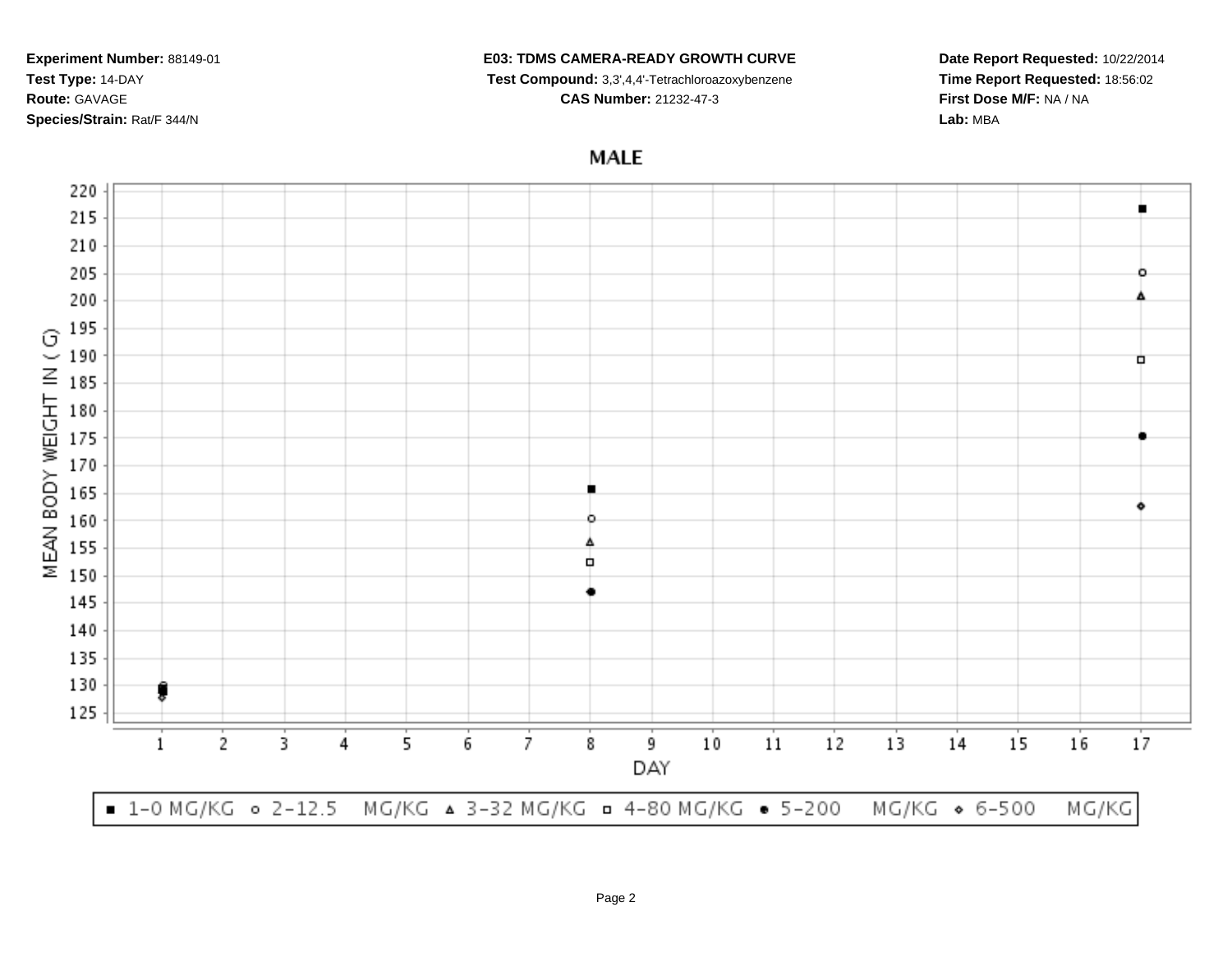**Experiment Number:** 88149-01
**Test Type:** 14-DAY
**Route:** GAVAGE
**Species/Strain:** Rat/F 344/N

**E03: TDMS CAMERA-READY GROWTH CURVE**
**Test Compound:** 3,3',4,4'-Tetrachloroazoxybenzene
**CAS Number:** 21232-47-3

**Date Report Requested:** 10/22/2014
**Time Report Requested:** 18:56:02
**First Dose M/F:** NA / NA
**Lab:** MBA

## MALE

MEAN BODY WEIGHT IN ( G)

DAY

■ 1-0 MG/KG ○ 2-12.5 MG/KG ▲ 3-32 MG/KG □ 4-80 MG/KG ● 5-200 MG/KG ◇ 6-500 MG/KG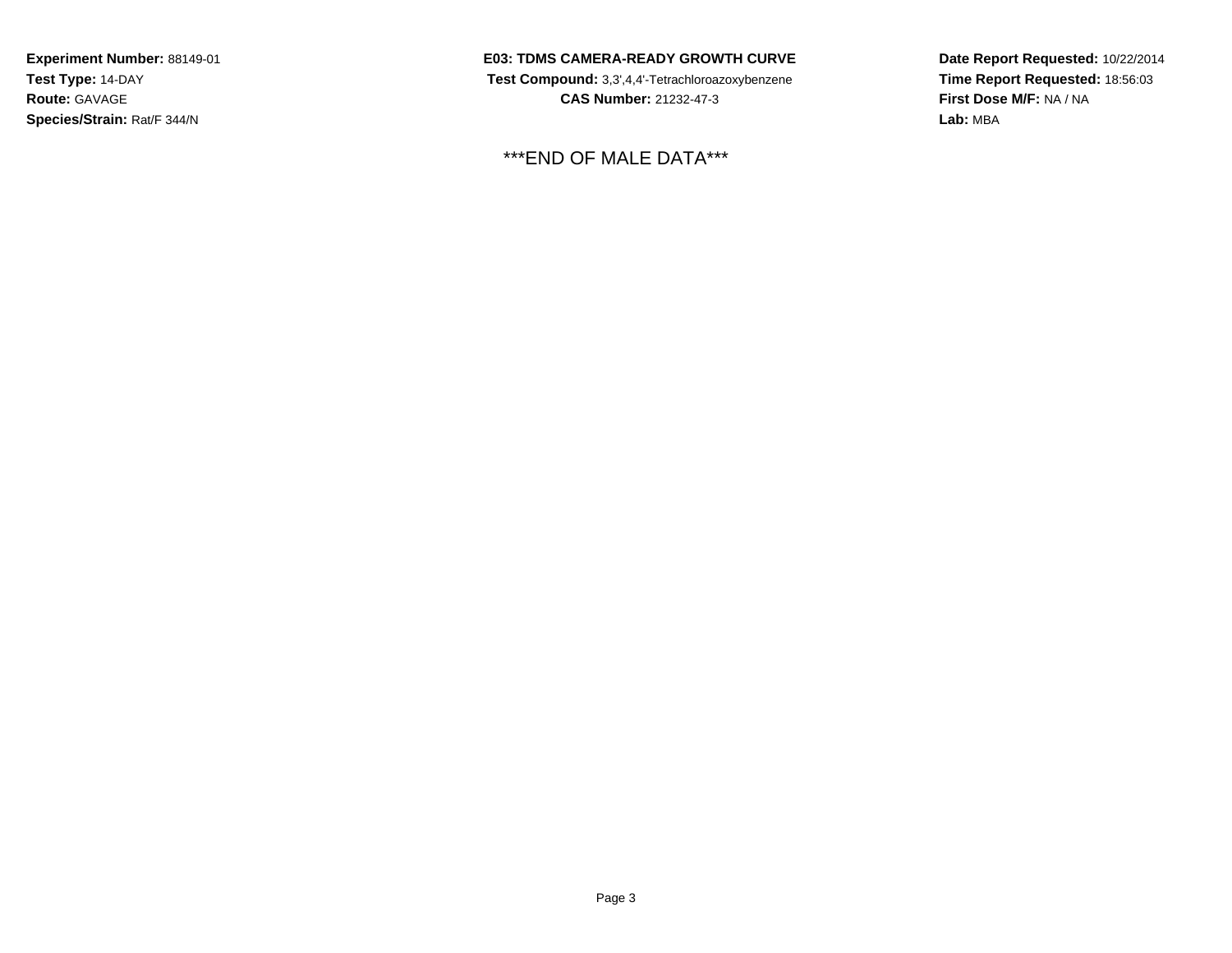**Experiment Number:** 88149-01
**Test Type:** 14-DAY
**Route:** GAVAGE
**Species/Strain:** Rat/F 344/N

**E03: TDMS CAMERA-READY GROWTH CURVE**
**Test Compound:** 3,3',4,4'-Tetrachloroazoxybenzene
**CAS Number:** 21232-47-3

**Date Report Requested:** 10/22/2014
**Time Report Requested:** 18:56:03
**First Dose M/F:** NA / NA
**Lab:** MBA

***END OF MALE DATA***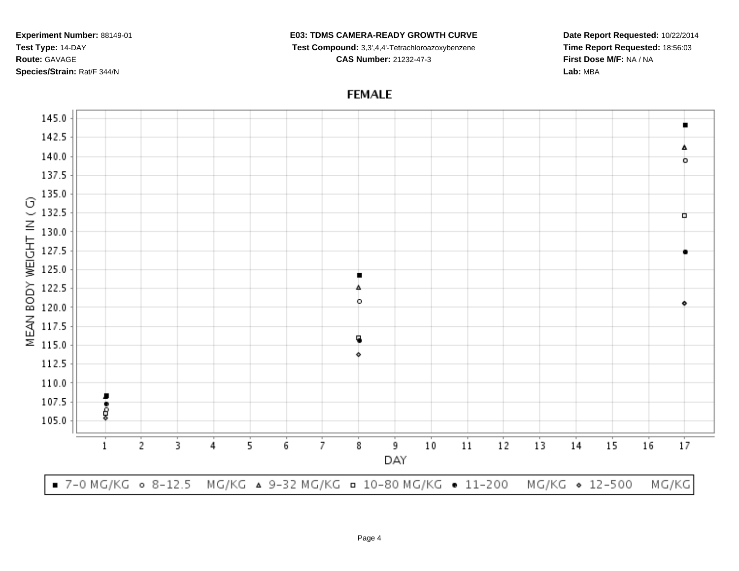**Experiment Number:** 88149-01
**Test Type:** 14-DAY
**Route:** GAVAGE
**Species/Strain:** Rat/F 344/N

**E03: TDMS CAMERA-READY GROWTH CURVE**
**Test Compound:** 3,3',4,4'-Tetrachloroazoxybenzene
**CAS Number:** 21232-47-3

**Date Report Requested:** 10/22/2014
**Time Report Requested:** 18:56:03
**First Dose M/F:** NA / NA
**Lab:** MBA

## FEMALE

MEAN BODY WEIGHT IN ( G)

DAY

■ 7-0 MG/KG ○ 8-12.5 MG/KG △ 9-32 MG/KG □ 10-80 MG/KG ● 11-200 MG/KG ◇ 12-500 MG/KG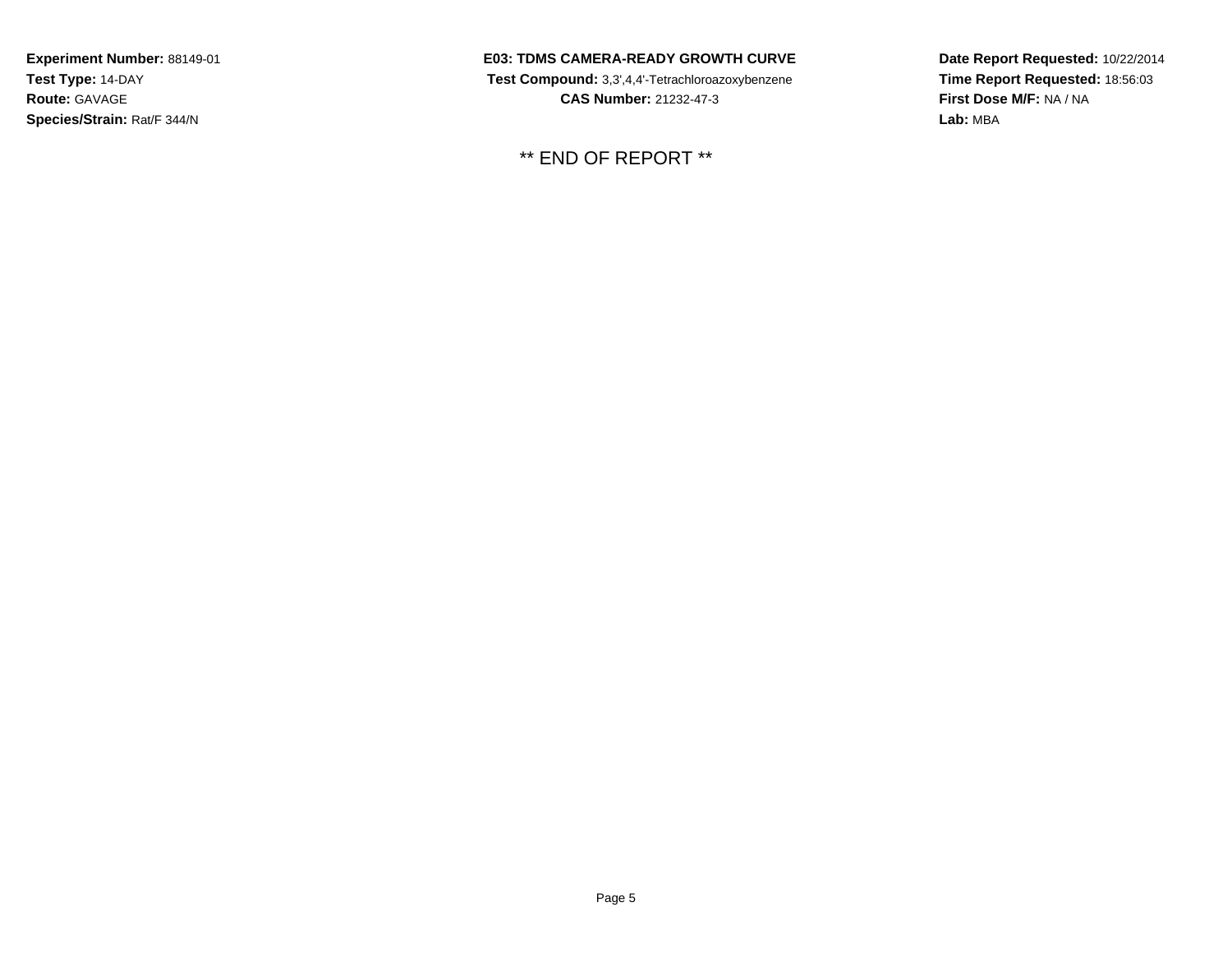**Experiment Number:** 88149-01
**Test Type:** 14-DAY
**Route:** GAVAGE
**Species/Strain:** Rat/F 344/N

**E03: TDMS CAMERA-READY GROWTH CURVE**
**Test Compound:** 3,3',4,4'-Tetrachloroazoxybenzene
**CAS Number:** 21232-47-3

**Date Report Requested:** 10/22/2014
**Time Report Requested:** 18:56:03
**First Dose M/F:** NA / NA
**Lab:** MBA

** END OF REPORT **